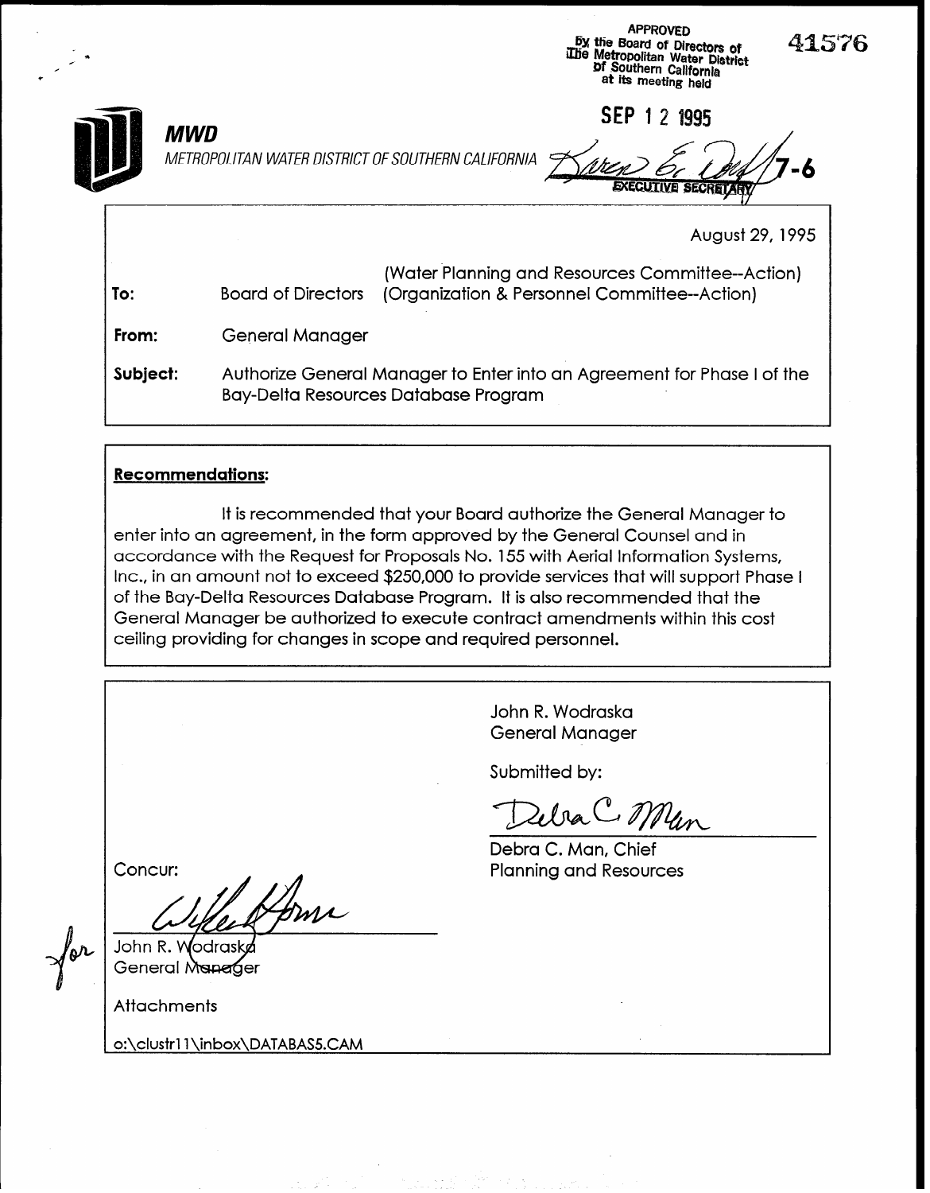APPROVED
By the Board of Directors of
The Metropolitan Water District
of Southern California
at its meeting held

SEP 12 1995

EXECUTIVE SECRETARY

41576

**MWD**

*METROPOLITAN WATER DISTRICT OF SOUTHERN CALIFORNIA*

7-6

August 29, 1995

| | | |
|---|---|---|
| **To:** | Board of Directors | (Water Planning and Resources Committee--Action)<br>(Organization & Personnel Committee--Action) |
| **From:** | General Manager | |
| **Subject:** | Authorize General Manager to Enter into an Agreement for Phase I of the Bay-Delta Resources Database Program | |

**Recommendations:**

It is recommended that your Board authorize the General Manager to enter into an agreement, in the form approved by the General Counsel and in accordance with the Request for Proposals No. 155 with Aerial Information Systems, Inc., in an amount not to exceed $250,000 to provide services that will support Phase I of the Bay-Delta Resources Database Program. It is also recommended that the General Manager be authorized to execute contract amendments within this cost ceiling providing for changes in scope and required personnel.

John R. Wodraska
General Manager

Submitted by:

Debra C. Man, Chief
Planning and Resources

Concur:

for
John R. Wodraska
General Manager

Attachments

o:\clustr11\inbox\DATABAS5.CAM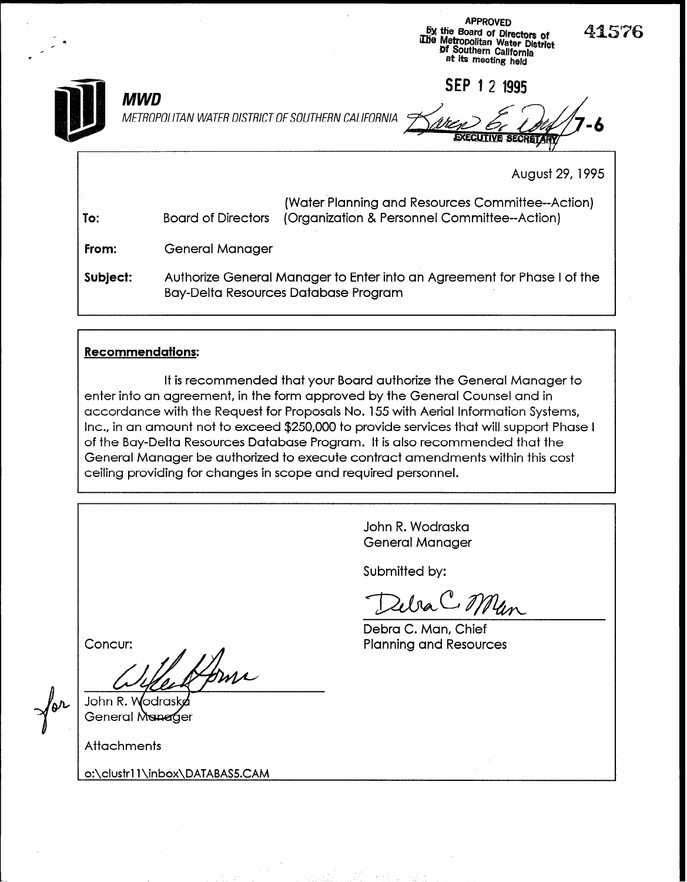APPROVED
By the Board of Directors of
The Metropolitan Water District
of Southern California
at its meeting held

SEP 12 1995

Karen E. Tachiki
EXECUTIVE SECRETARY

41576

7-6

**MWD**
METROPOLITAN WATER DISTRICT OF SOUTHERN CALIFORNIA

August 29, 1995

**To:** Board of Directors (Water Planning and Resources Committee--Action) (Organization & Personnel Committee--Action)

**From:** General Manager

**Subject:** Authorize General Manager to Enter into an Agreement for Phase I of the Bay-Delta Resources Database Program

## Recommendations:

It is recommended that your Board authorize the General Manager to enter into an agreement, in the form approved by the General Counsel and in accordance with the Request for Proposals No. 155 with Aerial Information Systems, Inc., in an amount not to exceed $250,000 to provide services that will support Phase I of the Bay-Delta Resources Database Program. It is also recommended that the General Manager be authorized to execute contract amendments within this cost ceiling providing for changes in scope and required personnel.

John R. Wodraska
General Manager

Submitted by:

Debra C. Man

Debra C. Man, Chief
Planning and Resources

Concur:

for

John R. Wodraska
General Manager

Attachments

o:\clustr11\inbox\DATABAS5.CAM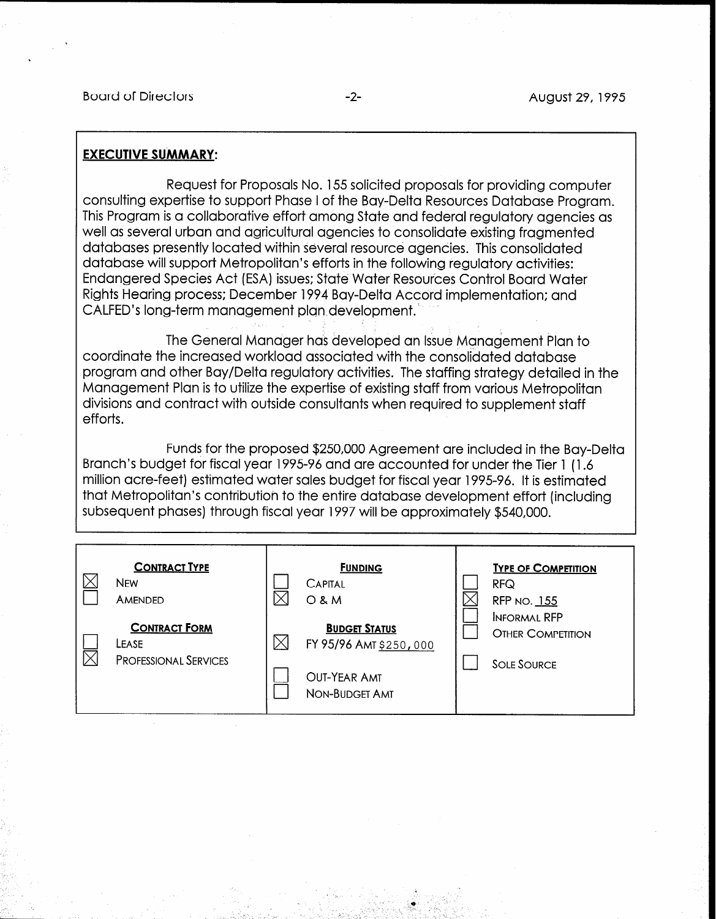## EXECUTIVE SUMMARY:

Request for Proposals No. 155 solicited proposals for providing computer consulting expertise to support Phase I of the Bay-Delta Resources Database Program. This Program is a collaborative effort among State and federal regulatory agencies as well as several urban and agricultural agencies to consolidate existing fragmented databases presently located within several resource agencies. This consolidated database will support Metropolitan's efforts in the following regulatory activities: Endangered Species Act (ESA) issues; State Water Resources Control Board Water Rights Hearing process; December 1994 Bay-Delta Accord implementation; and CALFED's long-term management plan development.

The General Manager has developed an Issue Management Plan to coordinate the increased workload associated with the consolidated database program and other Bay/Delta regulatory activities. The staffing strategy detailed in the Management Plan is to utilize the expertise of existing staff from various Metropolitan divisions and contract with outside consultants when required to supplement staff efforts.

Funds for the proposed $250,000 Agreement are included in the Bay-Delta Branch's budget for fiscal year 1995-96 and are accounted for under the Tier 1 (1.6 million acre-feet) estimated water sales budget for fiscal year 1995-96. It is estimated that Metropolitan's contribution to the entire database development effort (including subsequent phases) through fiscal year 1997 will be approximately $540,000.

| CONTRACT TYPE | FUNDING | TYPE OF COMPETITION |
|---|---|---|
| ☒ NEW | ☐ CAPITAL | ☐ RFQ |
| ☐ AMENDED | ☒ O & M | ☒ RFP NO. 155 |
| **CONTRACT FORM** | **BUDGET STATUS** | ☐ INFORMAL RFP |
| ☐ LEASE | ☒ FY 95/96 AMT $250,000 | ☐ OTHER COMPETITION |
| ☒ PROFESSIONAL SERVICES | ☐ OUT-YEAR AMT | ☐ SOLE SOURCE |
| | ☐ NON-BUDGET AMT | |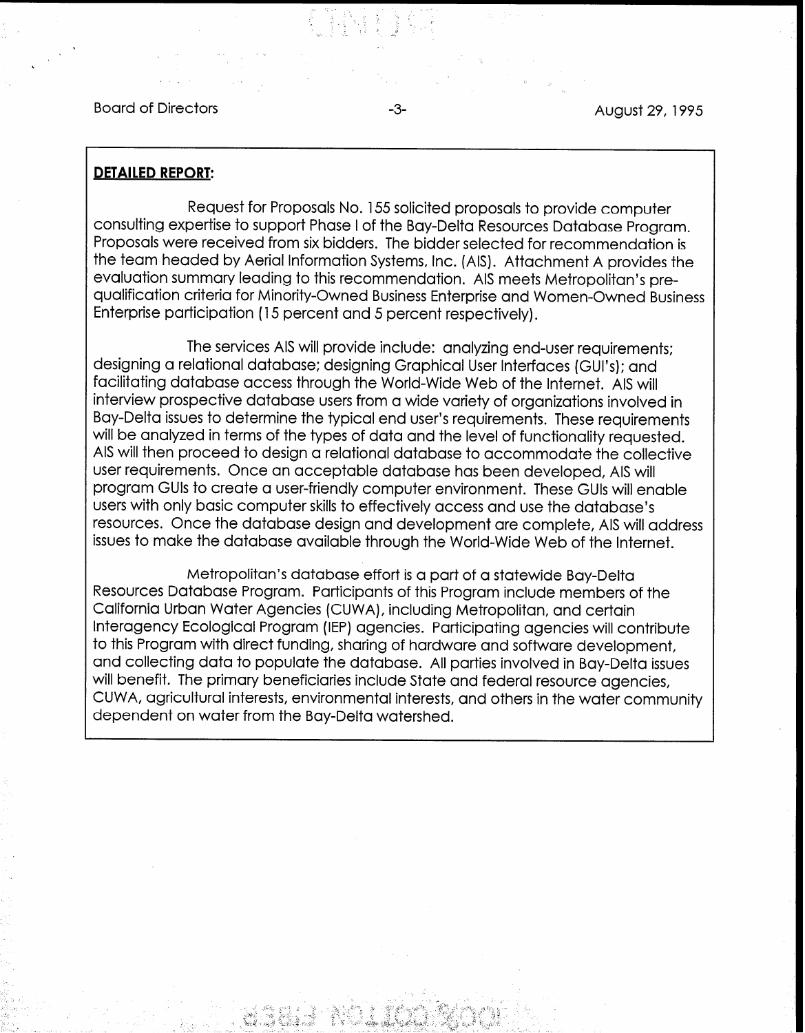**DETAILED REPORT:**

Request for Proposals No. 155 solicited proposals to provide computer consulting expertise to support Phase I of the Bay-Delta Resources Database Program. Proposals were received from six bidders. The bidder selected for recommendation is the team headed by Aerial Information Systems, Inc. (AIS). Attachment A provides the evaluation summary leading to this recommendation. AIS meets Metropolitan's pre-qualification criteria for Minority-Owned Business Enterprise and Women-Owned Business Enterprise participation (15 percent and 5 percent respectively).

The services AIS will provide include: analyzing end-user requirements; designing a relational database; designing Graphical User Interfaces (GUI's); and facilitating database access through the World-Wide Web of the Internet. AIS will interview prospective database users from a wide variety of organizations involved in Bay-Delta issues to determine the typical end user's requirements. These requirements will be analyzed in terms of the types of data and the level of functionality requested. AIS will then proceed to design a relational database to accommodate the collective user requirements. Once an acceptable database has been developed, AIS will program GUIs to create a user-friendly computer environment. These GUIs will enable users with only basic computer skills to effectively access and use the database's resources. Once the database design and development are complete, AIS will address issues to make the database available through the World-Wide Web of the Internet.

Metropolitan's database effort is a part of a statewide Bay-Delta Resources Database Program. Participants of this Program include members of the California Urban Water Agencies (CUWA), including Metropolitan, and certain Interagency Ecological Program (IEP) agencies. Participating agencies will contribute to this Program with direct funding, sharing of hardware and software development, and collecting data to populate the database. All parties involved in Bay-Delta issues will benefit. The primary beneficiaries include State and federal resource agencies, CUWA, agricultural interests, environmental interests, and others in the water community dependent on water from the Bay-Delta watershed.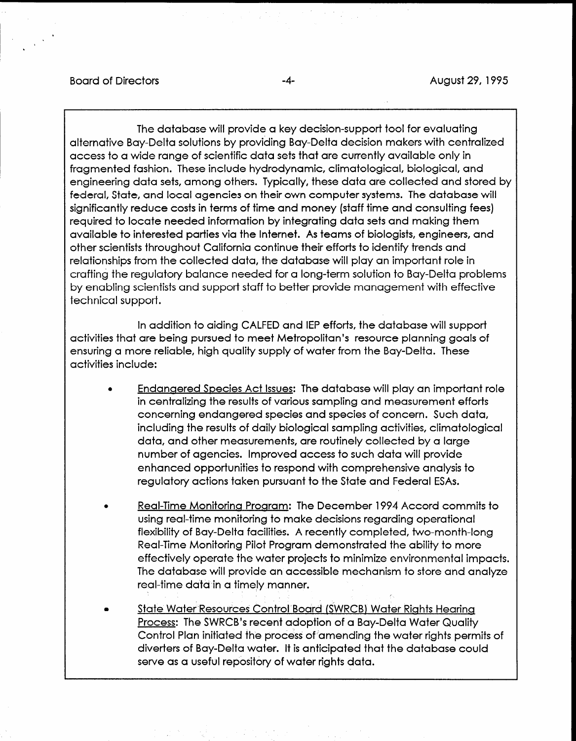The database will provide a key decision-support tool for evaluating alternative Bay-Delta solutions by providing Bay-Delta decision makers with centralized access to a wide range of scientific data sets that are currently available only in fragmented fashion. These include hydrodynamic, climatological, biological, and engineering data sets, among others. Typically, these data are collected and stored by federal, State, and local agencies on their own computer systems. The database will significantly reduce costs in terms of time and money (staff time and consulting fees) required to locate needed information by integrating data sets and making them available to interested parties via the Internet. As teams of biologists, engineers, and other scientists throughout California continue their efforts to identify trends and relationships from the collected data, the database will play an important role in crafting the regulatory balance needed for a long-term solution to Bay-Delta problems by enabling scientists and support staff to better provide management with effective technical support.

In addition to aiding CALFED and IEP efforts, the database will support activities that are being pursued to meet Metropolitan's resource planning goals of ensuring a more reliable, high quality supply of water from the Bay-Delta. These activities include:

- Endangered Species Act Issues: The database will play an important role in centralizing the results of various sampling and measurement efforts concerning endangered species and species of concern. Such data, including the results of daily biological sampling activities, climatological data, and other measurements, are routinely collected by a large number of agencies. Improved access to such data will provide enhanced opportunities to respond with comprehensive analysis to regulatory actions taken pursuant to the State and Federal ESAs.

- Real-Time Monitoring Program: The December 1994 Accord commits to using real-time monitoring to make decisions regarding operational flexibility of Bay-Delta facilities. A recently completed, two-month-long Real-Time Monitoring Pilot Program demonstrated the ability to more effectively operate the water projects to minimize environmental impacts. The database will provide an accessible mechanism to store and analyze real-time data in a timely manner.

- State Water Resources Control Board (SWRCB) Water Rights Hearing Process: The SWRCB's recent adoption of a Bay-Delta Water Quality Control Plan initiated the process of amending the water rights permits of diverters of Bay-Delta water. It is anticipated that the database could serve as a useful repository of water rights data.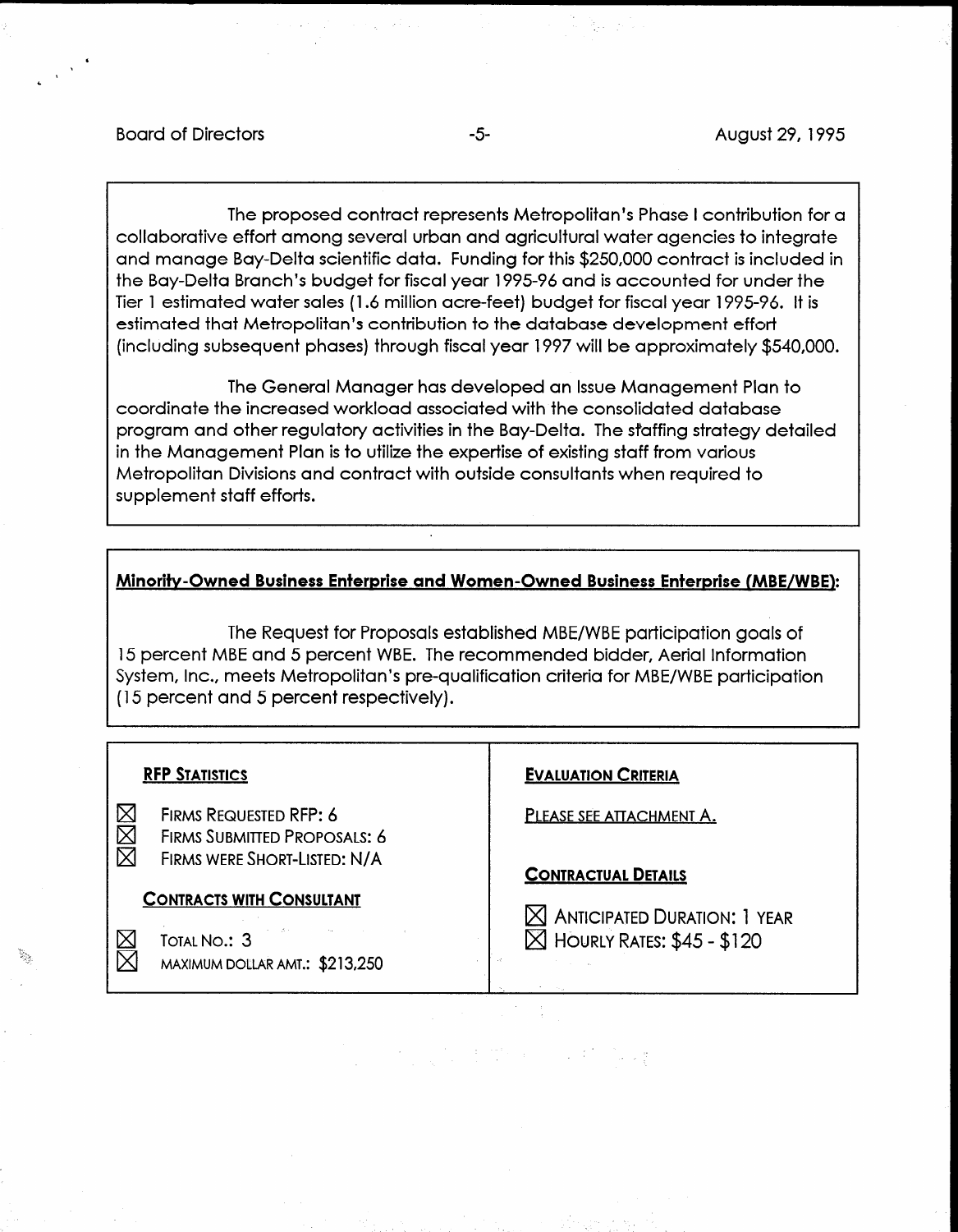The proposed contract represents Metropolitan's Phase I contribution for a collaborative effort among several urban and agricultural water agencies to integrate and manage Bay-Delta scientific data. Funding for this $250,000 contract is included in the Bay-Delta Branch's budget for fiscal year 1995-96 and is accounted for under the Tier 1 estimated water sales (1.6 million acre-feet) budget for fiscal year 1995-96. It is estimated that Metropolitan's contribution to the database development effort (including subsequent phases) through fiscal year 1997 will be approximately $540,000.

The General Manager has developed an Issue Management Plan to coordinate the increased workload associated with the consolidated database program and other regulatory activities in the Bay-Delta. The staffing strategy detailed in the Management Plan is to utilize the expertise of existing staff from various Metropolitan Divisions and contract with outside consultants when required to supplement staff efforts.

**Minority-Owned Business Enterprise and Women-Owned Business Enterprise (MBE/WBE):**

The Request for Proposals established MBE/WBE participation goals of 15 percent MBE and 5 percent WBE. The recommended bidder, Aerial Information System, Inc., meets Metropolitan's pre-qualification criteria for MBE/WBE participation (15 percent and 5 percent respectively).

**RFP STATISTICS**

- ☒ FIRMS REQUESTED RFP: 6
- ☒ FIRMS SUBMITTED PROPOSALS: 6
- ☒ FIRMS WERE SHORT-LISTED: N/A

**CONTRACTS WITH CONSULTANT**

- ☒ TOTAL NO.: 3
- ☒ MAXIMUM DOLLAR AMT.: $213,250

**EVALUATION CRITERIA**

PLEASE SEE ATTACHMENT A.

**CONTRACTUAL DETAILS**

- ☒ ANTICIPATED DURATION: 1 YEAR
- ☒ HOURLY RATES: $45 - $120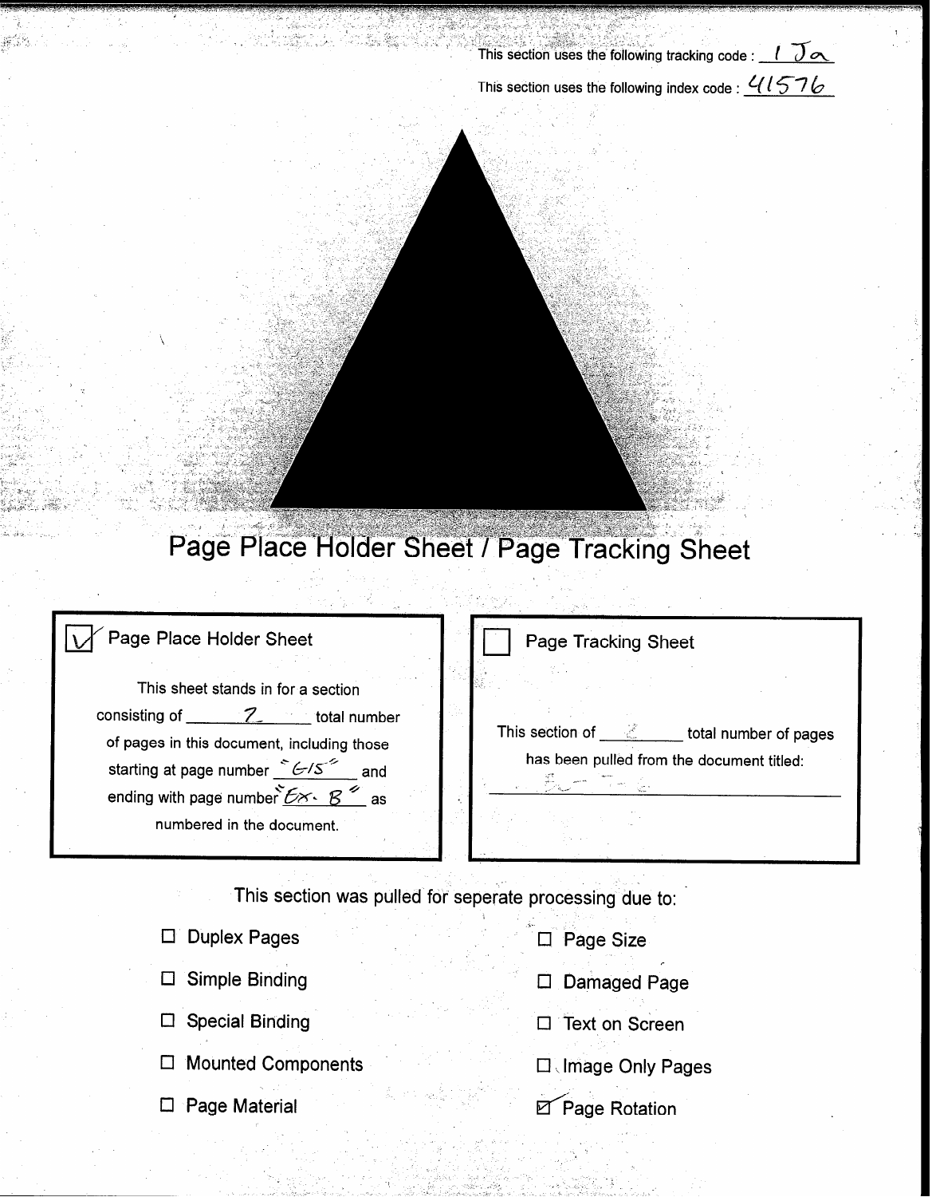This section uses the following tracking code : 1 Ja

This section uses the following index code : 41576

# Page Place Holder Sheet / Page Tracking Sheet

☑ Page Place Holder Sheet

This sheet stands in for a section consisting of 7 total number of pages in this document, including those starting at page number "G15" and ending with page number "Ex. B" as numbered in the document.

☐ Page Tracking Sheet

This section of ______ total number of pages has been pulled from the document titled:

______________________

This section was pulled for seperate processing due to:

- ☐ Duplex Pages
- ☐ Simple Binding
- ☐ Special Binding
- ☐ Mounted Components
- ☐ Page Material
- ☐ Page Size
- ☐ Damaged Page
- ☐ Text on Screen
- ☐ Image Only Pages
- ☑ Page Rotation